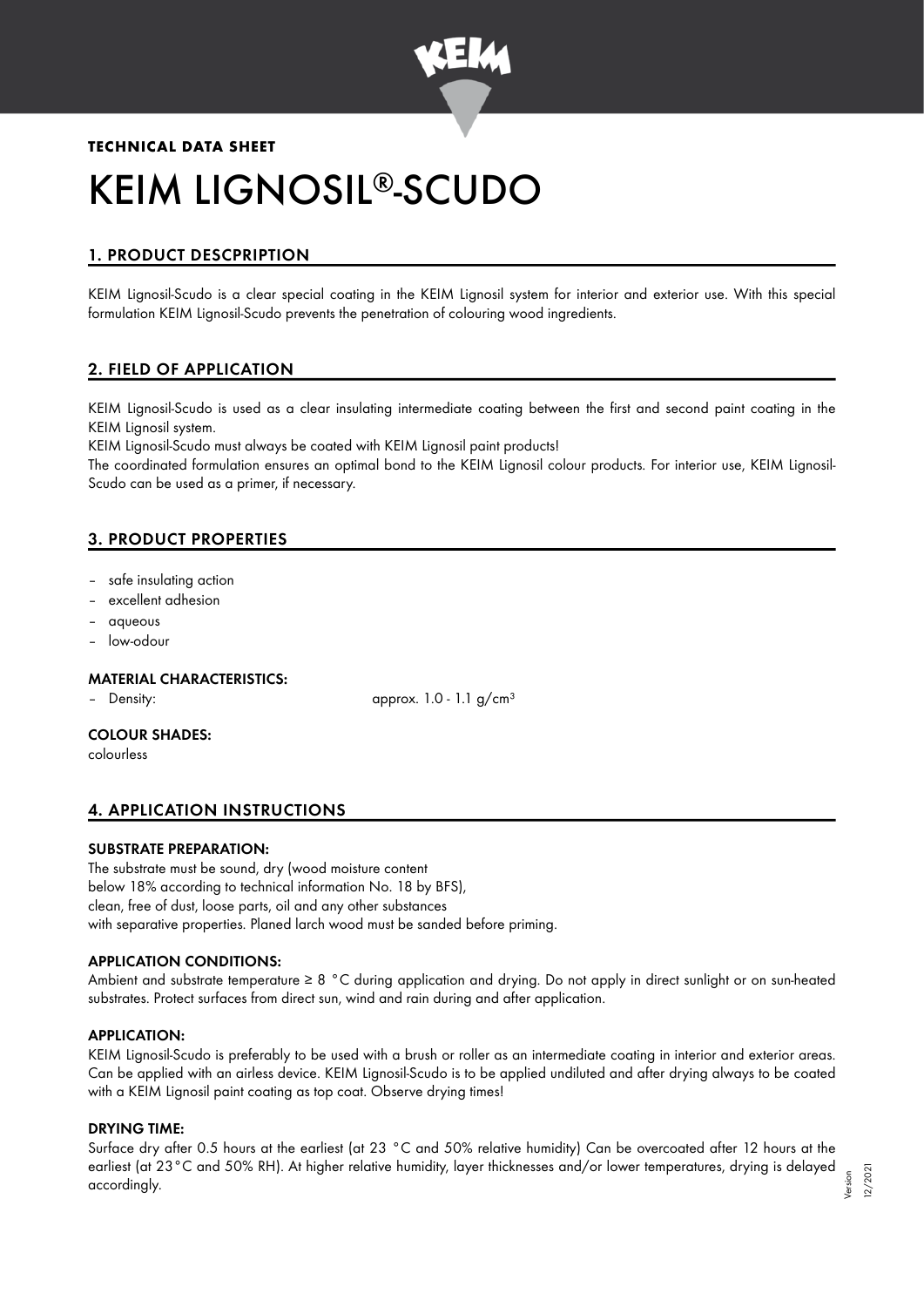**TECHNICAL DATA SHEET**

# KEIM LIGNOSIL®-SCUDO

## 1. PRODUCT DESCPRIPTION

KEIM Lignosil-Scudo is a clear special coating in the KEIM Lignosil system for interior and exterior use. With this special formulation KEIM Lignosil-Scudo prevents the penetration of colouring wood ingredients.

## 2. FIELD OF APPLICATION

KEIM Lignosil-Scudo is used as a clear insulating intermediate coating between the first and second paint coating in the KEIM Lignosil system.

KEIM Lignosil-Scudo must always be coated with KEIM Lignosil paint products!

The coordinated formulation ensures an optimal bond to the KEIM Lignosil colour products. For interior use, KEIM Lignosil-Scudo can be used as a primer, if necessary.

## 3. PRODUCT PROPERTIES

- safe insulating action
- excellent adhesion
- aqueous
- low-odour

### MATERIAL CHARACTERISTICS:

- Density: approx. 1.0 - 1.1 g/cm³

### COLOUR SHADES:

colourless

## 4. APPLICATION INSTRUCTIONS

### SUBSTRATE PREPARATION:

The substrate must be sound, dry (wood moisture content below 18% according to technical information No. 18 by BFS), clean, free of dust, loose parts, oil and any other substances with separative properties. Planed larch wood must be sanded before priming.

### APPLICATION CONDITIONS:

Ambient and substrate temperature ≥ 8 °C during application and drying. Do not apply in direct sunlight or on sun-heated substrates. Protect surfaces from direct sun, wind and rain during and after application.

### APPLICATION:

KEIM Lignosil-Scudo is preferably to be used with a brush or roller as an intermediate coating in interior and exterior areas. Can be applied with an airless device. KEIM Lignosil-Scudo is to be applied undiluted and after drying always to be coated with a KEIM Lignosil paint coating as top coat. Observe drying times!

### DRYING TIME:

Surface dry after 0.5 hours at the earliest (at 23 °C and 50% relative humidity) Can be overcoated after 12 hours at the earliest (at 23°C and 50% RH). At higher relative humidity, layer thicknesses and/or lower temperatures, drying is delayed accordingly.

Version 12/2021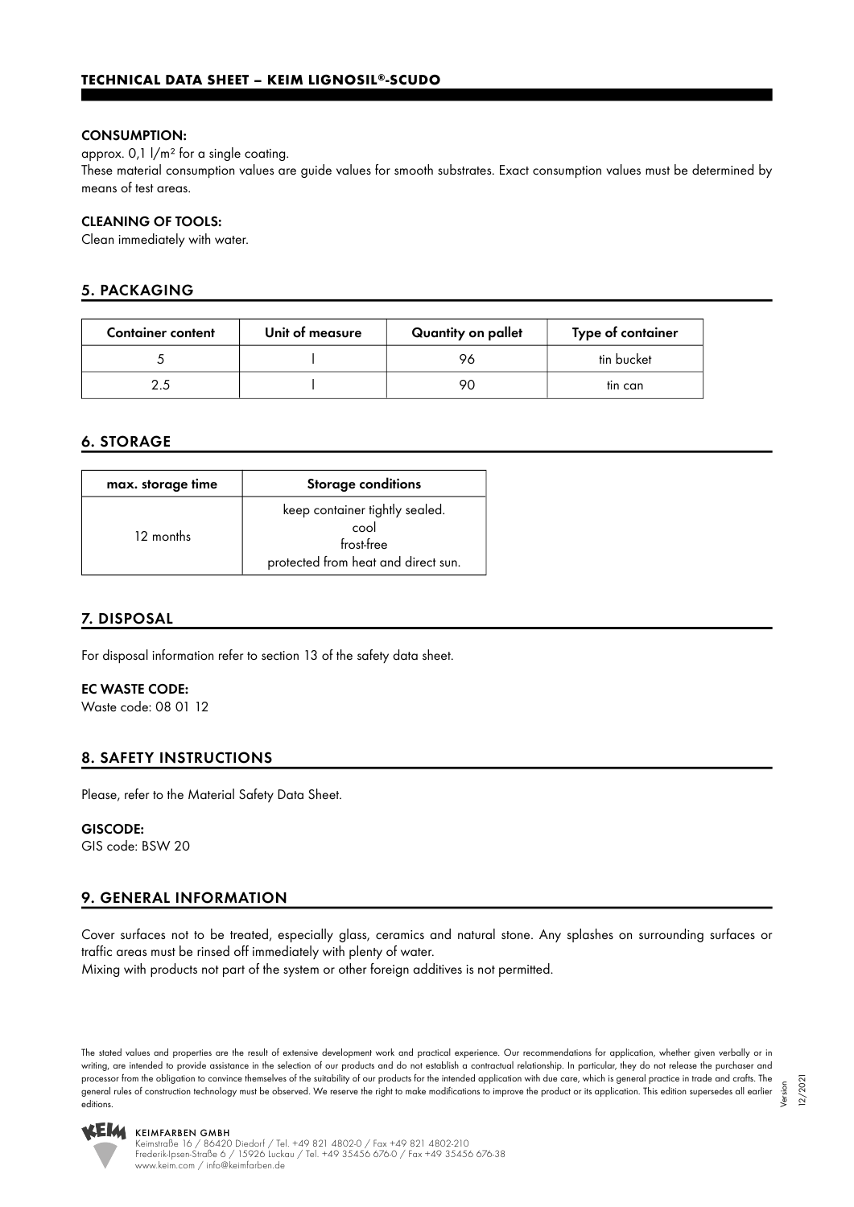**CONSUMPTION:**

approx. 0,1 l/m² for a single coating.

These material consumption values are guide values for smooth substrates. Exact consumption values must be determined by means of test areas.

**CLEANING OF TOOLS:**

Clean immediately with water.

## 5. PACKAGING

| Container content | Unit of measure | Quantity on pallet | Type of container |
|---|---|---|---|
| 5 | l | 96 | tin bucket |
| 2.5 | l | 90 | tin can |

## 6. STORAGE

| max. storage time | Storage conditions |
|---|---|
| 12 months | keep container tightly sealed.<br>cool<br>frost-free<br>protected from heat and direct sun. |

## 7. DISPOSAL

For disposal information refer to section 13 of the safety data sheet.

**EC WASTE CODE:**

Waste code: 08 01 12

## 8. SAFETY INSTRUCTIONS

Please, refer to the Material Safety Data Sheet.

**GISCODE:**

GIS code: BSW 20

## 9. GENERAL INFORMATION

Cover surfaces not to be treated, especially glass, ceramics and natural stone. Any splashes on surrounding surfaces or traffic areas must be rinsed off immediately with plenty of water.

Mixing with products not part of the system or other foreign additives is not permitted.

The stated values and properties are the result of extensive development work and practical experience. Our recommendations for application, whether given verbally or in writing, are intended to provide assistance in the selection of our products and do not establish a contractual relationship. In particular, they do not release the purchaser and processor from the obligation to convince themselves of the suitability of our products for the intended application with due care, which is general practice in trade and crafts. The general rules of construction technology must be observed. We reserve the right to make modifications to improve the product or its application. This edition supersedes all earlier editions.

Version 12/2021

**KEIMFARBEN GMBH**
Keimstraße 16 / 86420 Diedorf / Tel. +49 821 4802-0 / Fax +49 821 4802-210
Frederik-Ipsen-Straße 6 / 15926 Luckau / Tel. +49 35456 676-0 / Fax +49 35456 676-38
www.keim.com / info@keimfarben.de